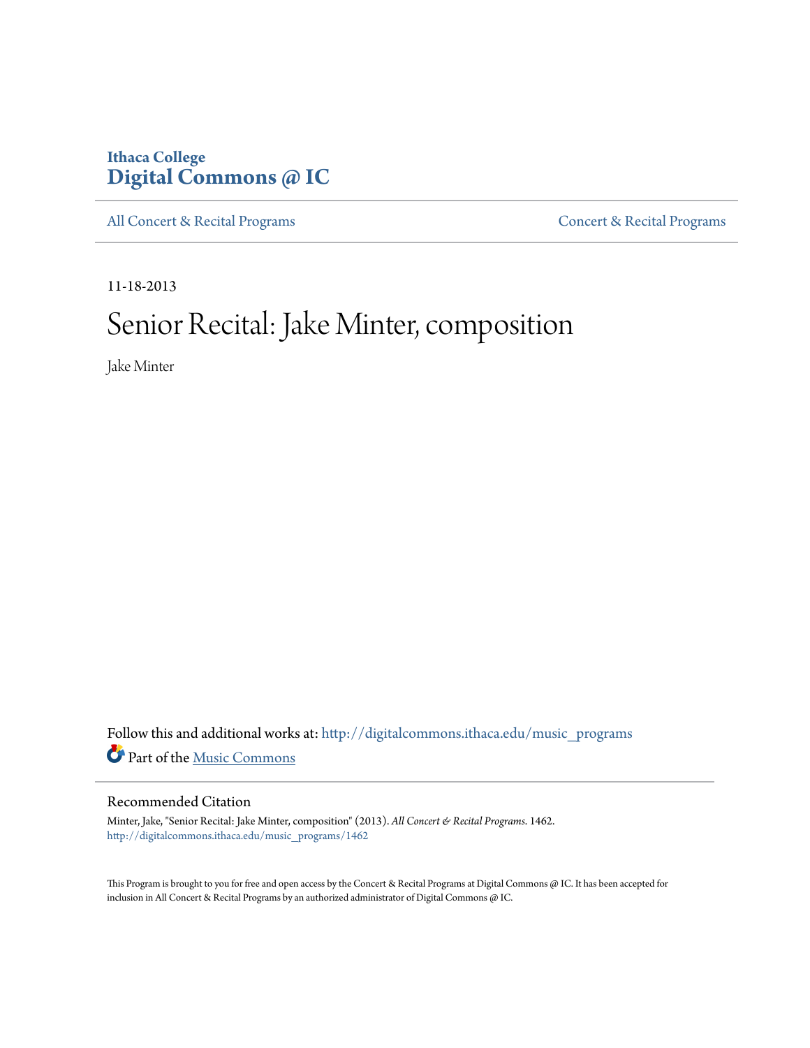Ithaca College
**Digital Commons @ IC**

All Concert & Recital Programs | Concert & Recital Programs

11-18-2013

# Senior Recital: Jake Minter, composition

Jake Minter

Follow this and additional works at: http://digitalcommons.ithaca.edu/music_programs

Part of the Music Commons

## Recommended Citation

Minter, Jake, "Senior Recital: Jake Minter, composition" (2013). *All Concert & Recital Programs*. 1462.
http://digitalcommons.ithaca.edu/music_programs/1462

This Program is brought to you for free and open access by the Concert & Recital Programs at Digital Commons @ IC. It has been accepted for inclusion in All Concert & Recital Programs by an authorized administrator of Digital Commons @ IC.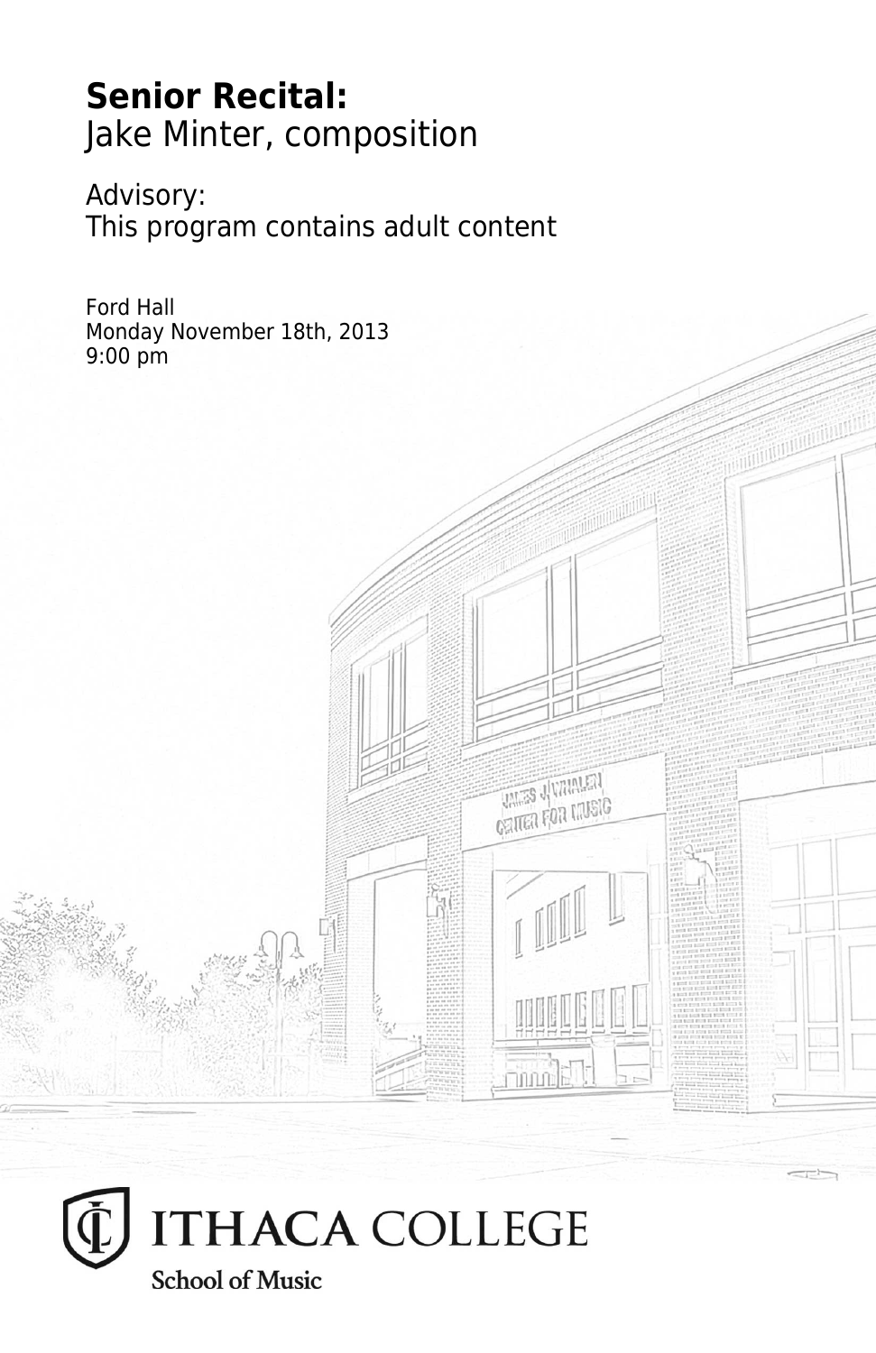**Senior Recital:**
Jake Minter, composition

Advisory:
This program contains adult content

Ford Hall
Monday November 18th, 2013
9:00 pm

ITHACA COLLEGE
School of Music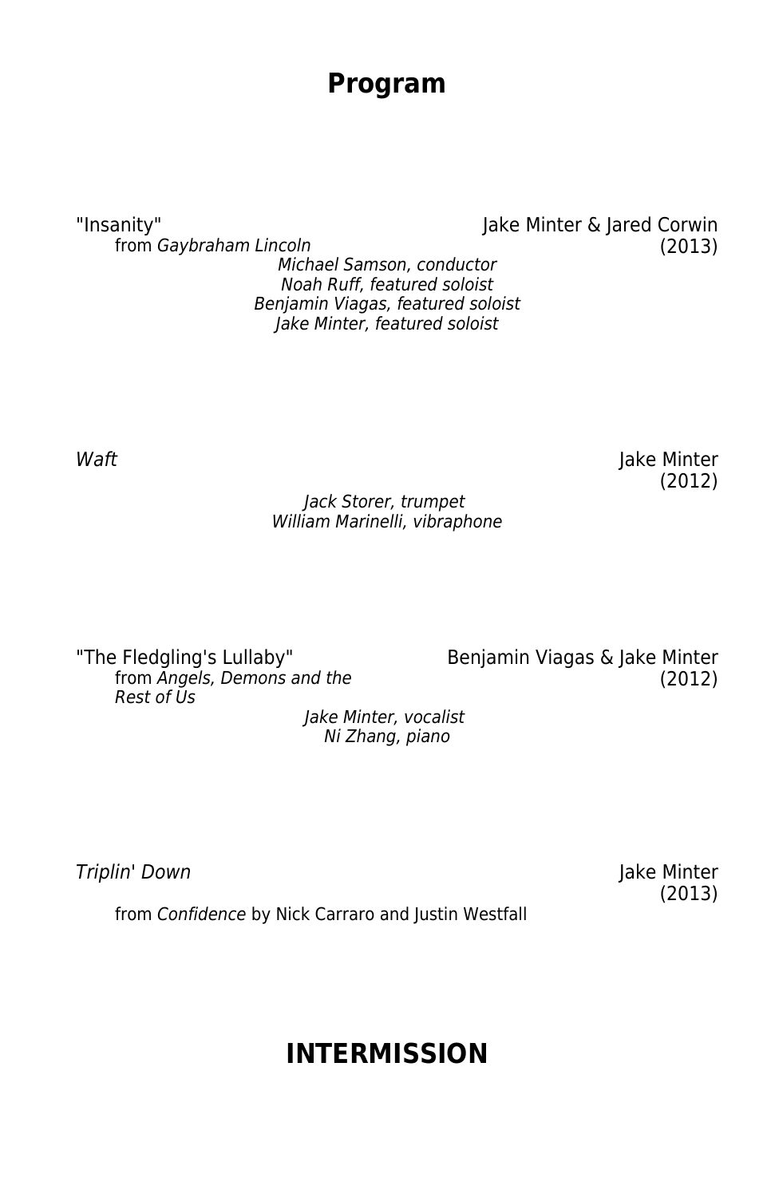# Program

"Insanity" — Jake Minter & Jared Corwin  
from *Gaybraham Lincoln* — (2013)

*Michael Samson, conductor*  
*Noah Ruff, featured soloist*  
*Benjamin Viagas, featured soloist*  
*Jake Minter, featured soloist*

*Waft* — Jake Minter  
(2012)

*Jack Storer, trumpet*  
*William Marinelli, vibraphone*

"The Fledgling's Lullaby" — Benjamin Viagas & Jake Minter  
from *Angels, Demons and the Rest of Us* — (2012)

*Jake Minter, vocalist*  
*Ni Zhang, piano*

*Triplin' Down* — Jake Minter  
(2013)

from *Confidence* by Nick Carraro and Justin Westfall

## INTERMISSION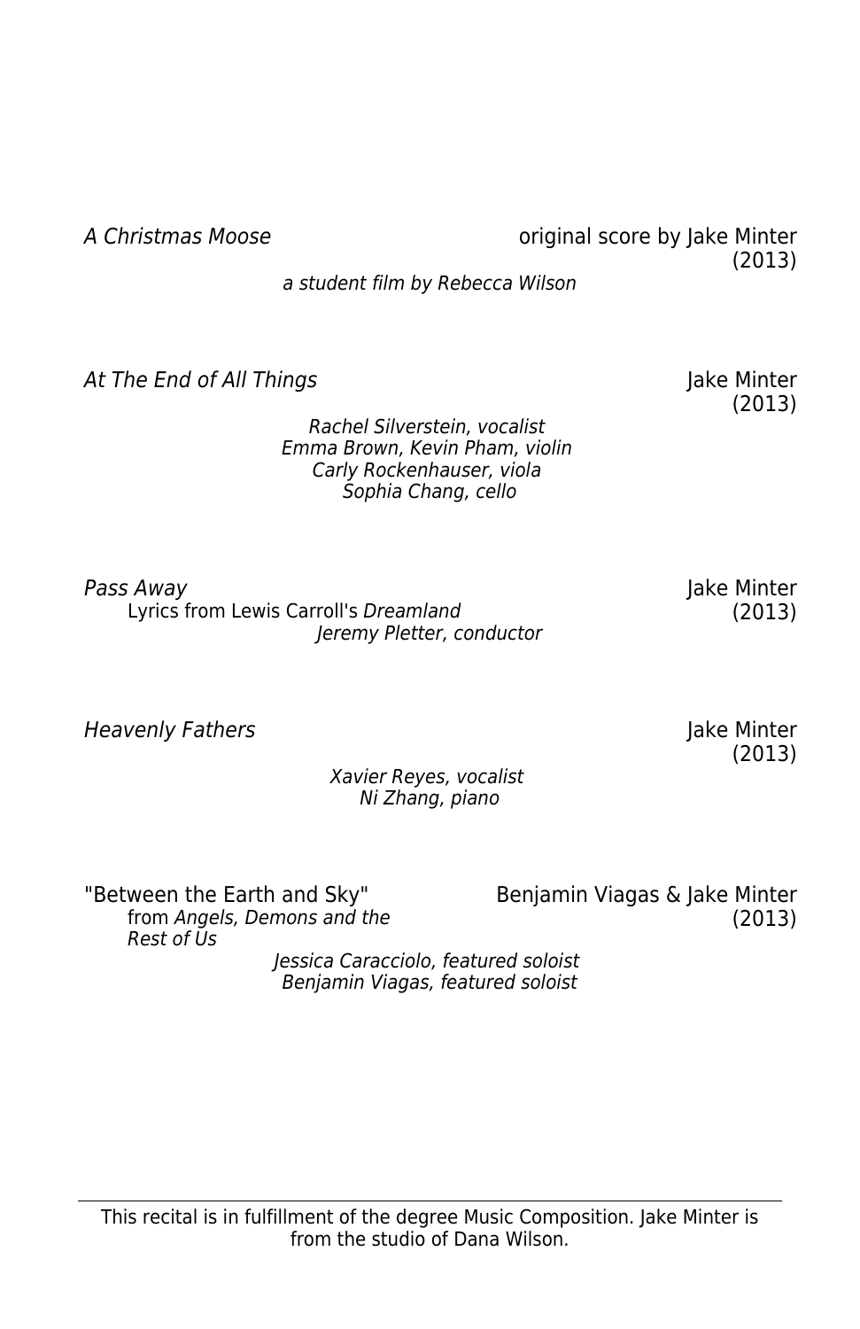*A Christmas Moose* original score by Jake Minter (2013)

*a student film by Rebecca Wilson*

*At The End of All Things* Jake Minter (2013)

*Rachel Silverstein, vocalist*
*Emma Brown, Kevin Pham, violin*
*Carly Rockenhauser, viola*
*Sophia Chang, cello*

*Pass Away* Jake Minter (2013)
Lyrics from Lewis Carroll's *Dreamland*

*Jeremy Pletter, conductor*

*Heavenly Fathers* Jake Minter (2013)

*Xavier Reyes, vocalist*
*Ni Zhang, piano*

"Between the Earth and Sky" Benjamin Viagas & Jake Minter (2013)
from *Angels, Demons and the Rest of Us*

*Jessica Caracciolo, featured soloist*
*Benjamin Viagas, featured soloist*

---

This recital is in fulfillment of the degree Music Composition. Jake Minter is from the studio of Dana Wilson.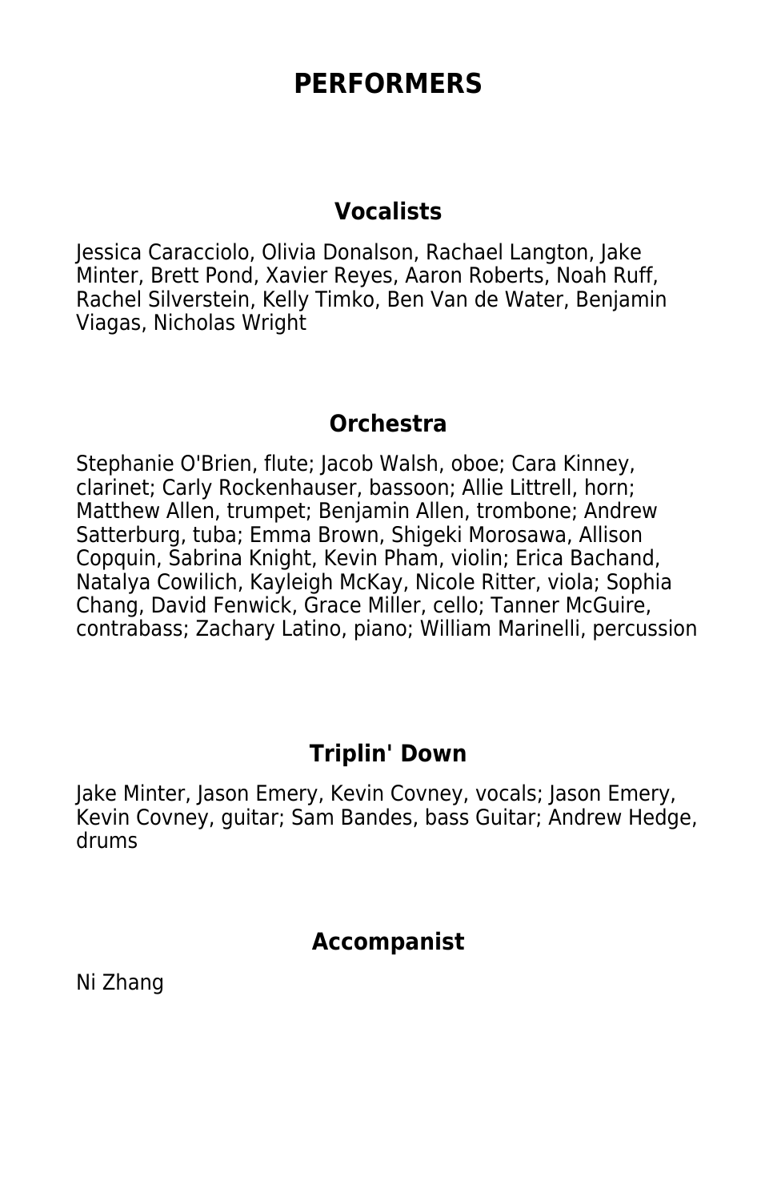# PERFORMERS

## Vocalists

Jessica Caracciolo, Olivia Donalson, Rachael Langton, Jake Minter, Brett Pond, Xavier Reyes, Aaron Roberts, Noah Ruff, Rachel Silverstein, Kelly Timko, Ben Van de Water, Benjamin Viagas, Nicholas Wright

## Orchestra

Stephanie O'Brien, flute; Jacob Walsh, oboe; Cara Kinney, clarinet; Carly Rockenhauser, bassoon; Allie Littrell, horn; Matthew Allen, trumpet; Benjamin Allen, trombone; Andrew Satterburg, tuba; Emma Brown, Shigeki Morosawa, Allison Copquin, Sabrina Knight, Kevin Pham, violin; Erica Bachand, Natalya Cowilich, Kayleigh McKay, Nicole Ritter, viola; Sophia Chang, David Fenwick, Grace Miller, cello; Tanner McGuire, contrabass; Zachary Latino, piano; William Marinelli, percussion

## Triplin' Down

Jake Minter, Jason Emery, Kevin Covney, vocals; Jason Emery, Kevin Covney, guitar; Sam Bandes, bass Guitar; Andrew Hedge, drums

## Accompanist

Ni Zhang